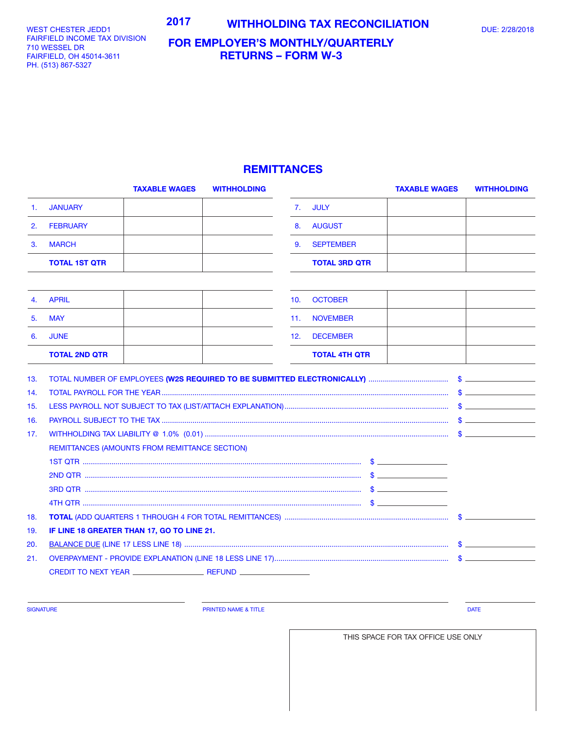WEST CHESTER JEDD1
FAIRFIELD INCOME TAX DIVISION
710 WESSEL DR
FAIRFIELD, OH 45014-3611
PH. (513) 867-5327

# 2017 WITHHOLDING TAX RECONCILIATION

## FOR EMPLOYER'S MONTHLY/QUARTERLY RETURNS – FORM W-3

DUE: 2/28/2018

## REMITTANCES

| | | TAXABLE WAGES | WITHHOLDING | | | TAXABLE WAGES | WITHHOLDING |
|---|---|---|---|---|---|---|---|
| 1. | JANUARY | | | 7. | JULY | | |
| 2. | FEBRUARY | | | 8. | AUGUST | | |
| 3. | MARCH | | | 9. | SEPTEMBER | | |
| | **TOTAL 1ST QTR** | | | | **TOTAL 3RD QTR** | | |
| 4. | APRIL | | | 10. | OCTOBER | | |
| 5. | MAY | | | 11. | NOVEMBER | | |
| 6. | JUNE | | | 12. | DECEMBER | | |
| | **TOTAL 2ND QTR** | | | | **TOTAL 4TH QTR** | | |

13. TOTAL NUMBER OF EMPLOYEES **(W2S REQUIRED TO BE SUBMITTED ELECTRONICALLY)** ........ $ ________
14. TOTAL PAYROLL FOR THE YEAR ........ $ ________
15. LESS PAYROLL NOT SUBJECT TO TAX (LIST/ATTACH EXPLANATION) ........ $ ________
16. PAYROLL SUBJECT TO THE TAX ........ $ ________
17. WITHHOLDING TAX LIABILITY @ 1.0% (0.01) ........ $ ________

REMITTANCES (AMOUNTS FROM REMITTANCE SECTION)

1ST QTR ........ $ ________
2ND QTR ........ $ ________
3RD QTR ........ $ ________
4TH QTR ........ $ ________

18. **TOTAL** (ADD QUARTERS 1 THROUGH 4 FOR TOTAL REMITTANCES) ........ $ ________
19. **IF LINE 18 GREATER THAN 17, GO TO LINE 21.**
20. BALANCE DUE (LINE 17 LESS LINE 18) ........ $ ________
21. OVERPAYMENT - PROVIDE EXPLANATION (LINE 18 LESS LINE 17) ........ $ ________

CREDIT TO NEXT YEAR ________ REFUND ________

SIGNATURE ________ PRINTED NAME & TITLE ________ DATE ________

THIS SPACE FOR TAX OFFICE USE ONLY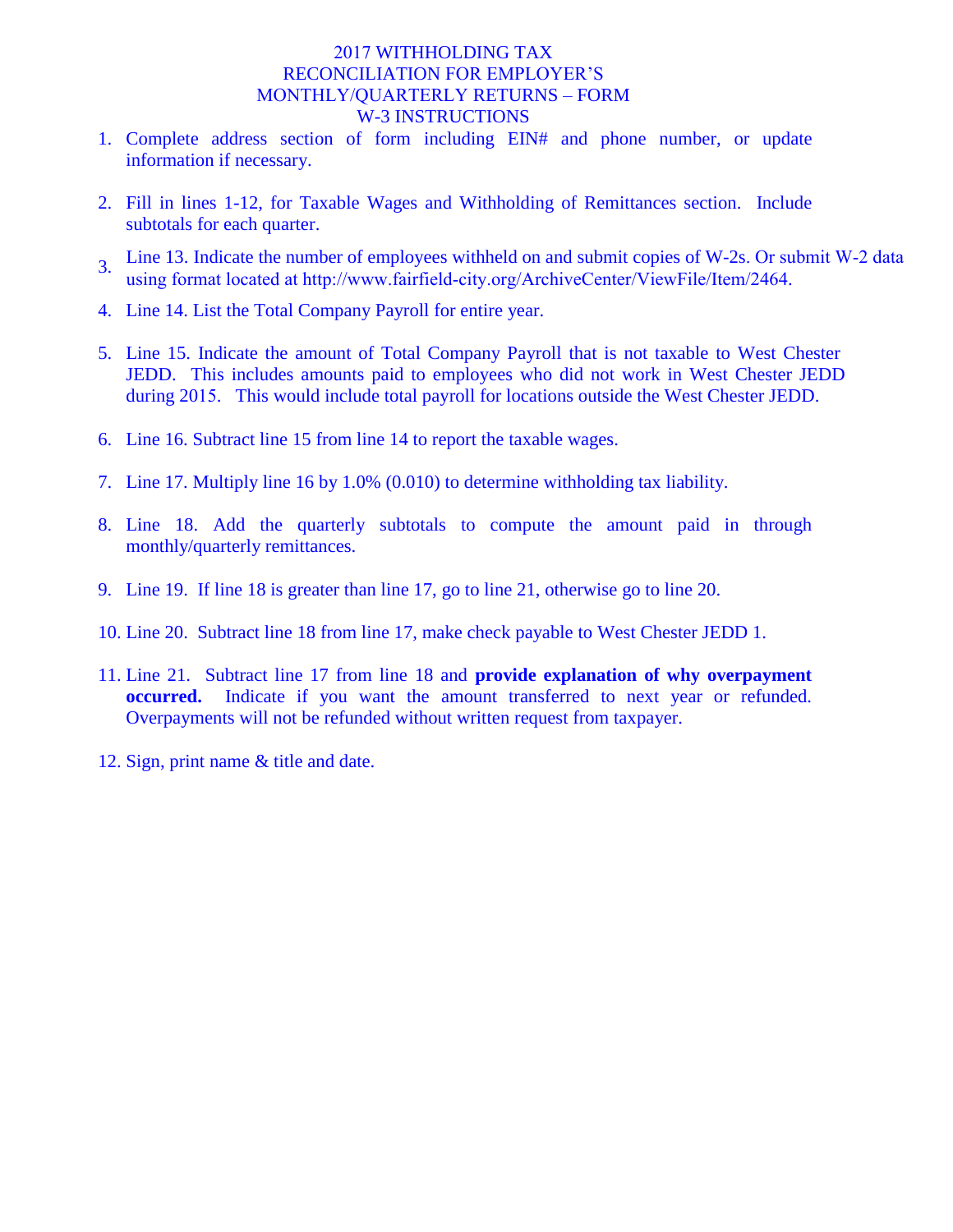# 2017 WITHHOLDING TAX RECONCILIATION FOR EMPLOYER'S MONTHLY/QUARTERLY RETURNS – FORM W-3 INSTRUCTIONS

1. Complete address section of form including EIN# and phone number, or update information if necessary.

2. Fill in lines 1-12, for Taxable Wages and Withholding of Remittances section. Include subtotals for each quarter.

3. Line 13. Indicate the number of employees withheld on and submit copies of W-2s. Or submit W-2 data using format located at http://www.fairfield-city.org/ArchiveCenter/ViewFile/Item/2464.

4. Line 14. List the Total Company Payroll for entire year.

5. Line 15. Indicate the amount of Total Company Payroll that is not taxable to West Chester JEDD. This includes amounts paid to employees who did not work in West Chester JEDD during 2015. This would include total payroll for locations outside the West Chester JEDD.

6. Line 16. Subtract line 15 from line 14 to report the taxable wages.

7. Line 17. Multiply line 16 by 1.0% (0.010) to determine withholding tax liability.

8. Line 18. Add the quarterly subtotals to compute the amount paid in through monthly/quarterly remittances.

9. Line 19. If line 18 is greater than line 17, go to line 21, otherwise go to line 20.

10. Line 20. Subtract line 18 from line 17, make check payable to West Chester JEDD 1.

11. Line 21. Subtract line 17 from line 18 and **provide explanation of why overpayment occurred.** Indicate if you want the amount transferred to next year or refunded. Overpayments will not be refunded without written request from taxpayer.

12. Sign, print name & title and date.